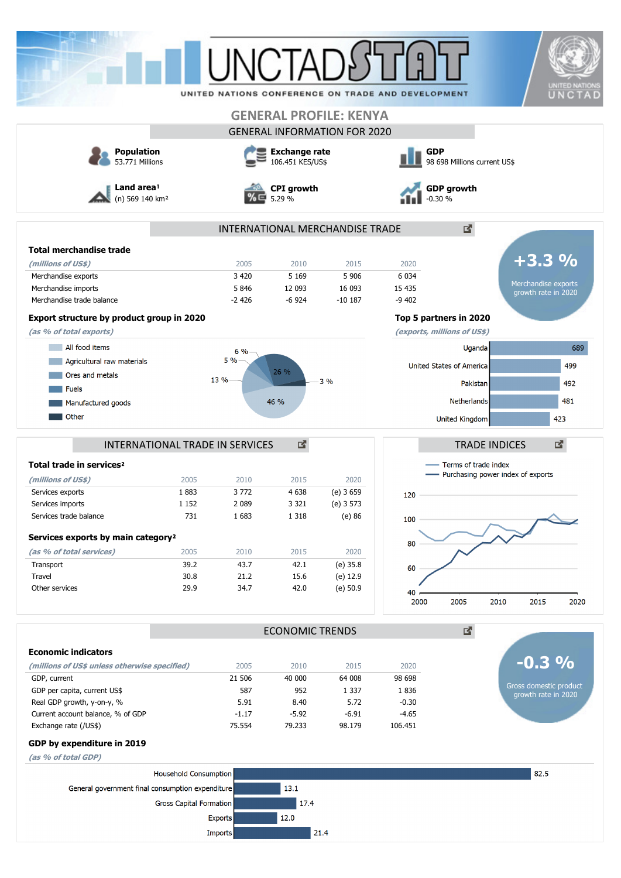# GENERAL PROFILE: KENYA

## GENERAL INFORMATION FOR 2020

**Population**
53.771 Millions

**Exchange rate**
106.451 KES/US$

**GDP**
98 698 Millions current US$

**Land area**[1]
(n) 569 140 km²

**CPI growth**
5.29 %

**GDP growth**
-0.30 %

## INTERNATIONAL MERCHANDISE TRADE

**+3.3 %**
Merchandise exports growth rate in 2020

### Total merchandise trade

| *(millions of US$)* | 2005 | 2010 | 2015 | 2020 |
|---|---|---|---|---|
| Merchandise exports | 3 420 | 5 169 | 5 906 | 6 034 |
| Merchandise imports | 5 846 | 12 093 | 16 093 | 15 435 |
| Merchandise trade balance | -2 426 | -6 924 | -10 187 | -9 402 |

### Export structure by product group in 2020

*(as % of total exports)*

- All food items: 46 %
- Agricultural raw materials: 13 %
- Ores and metals: 5 %
- Fuels: 6 %
- Manufactured goods: 26 %
- Other: 3 %

### Top 5 partners in 2020

*(exports, millions of US$)*

| Partner | Exports |
|---|---|
| Uganda | 689 |
| United States of America | 499 |
| Pakistan | 492 |
| Netherlands | 481 |
| United Kingdom | 423 |

## INTERNATIONAL TRADE IN SERVICES

### Total trade in services[2]

| *(millions of US$)* | 2005 | 2010 | 2015 | 2020 |
|---|---|---|---|---|
| Services exports | 1 883 | 3 772 | 4 638 | (e) 3 659 |
| Services imports | 1 152 | 2 089 | 3 321 | (e) 3 573 |
| Services trade balance | 731 | 1 683 | 1 318 | (e) 86 |

### Services exports by main category[2]

| *(as % of total services)* | 2005 | 2010 | 2015 | 2020 |
|---|---|---|---|---|
| Transport | 39.2 | 43.7 | 42.1 | (e) 35.8 |
| Travel | 30.8 | 21.2 | 15.6 | (e) 12.9 |
| Other services | 29.9 | 34.7 | 42.0 | (e) 50.9 |

## TRADE INDICES

Terms of trade index; Purchasing power index of exports (2000–2020)

## ECONOMIC TRENDS

**-0.3 %**
Gross domestic product growth rate in 2020

### Economic indicators

| *(millions of US$ unless otherwise specified)* | 2005 | 2010 | 2015 | 2020 |
|---|---|---|---|---|
| GDP, current | 21 506 | 40 000 | 64 008 | 98 698 |
| GDP per capita, current US$ | 587 | 952 | 1 337 | 1 836 |
| Real GDP growth, y-on-y, % | 5.91 | 8.40 | 5.72 | -0.30 |
| Current account balance, % of GDP | -1.17 | -5.92 | -6.91 | -4.65 |
| Exchange rate (/US$) | 75.554 | 79.233 | 98.179 | 106.451 |

### GDP by expenditure in 2019

*(as % of total GDP)*

| Category | % of GDP |
|---|---|
| Household Consumption | 82.5 |
| General government final consumption expenditure | 13.1 |
| Gross Capital Formation | 17.4 |
| Exports | 12.0 |
| Imports | 21.4 |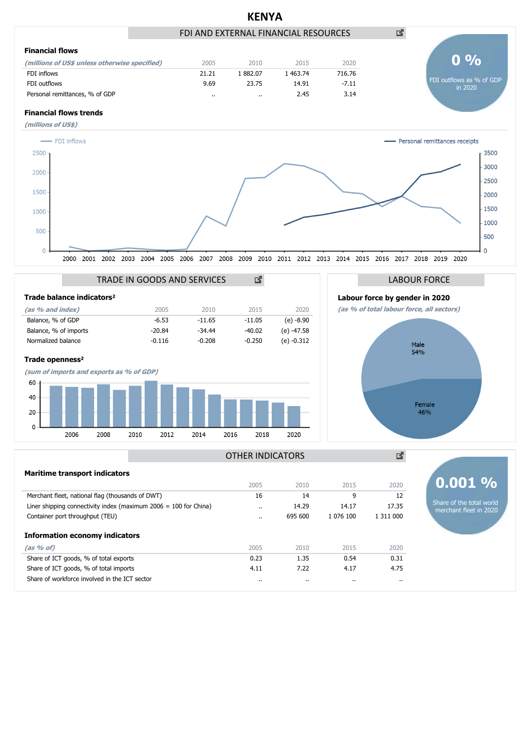# KENYA

## FDI AND EXTERNAL FINANCIAL RESOURCES

### Financial flows

| *(millions of US$ unless otherwise specified)* | 2005 | 2010 | 2015 | 2020 |
|---|---|---|---|---|
| FDI inflows | 21.21 | 1 882.07 | 1 463.74 | 716.76 |
| FDI outflows | 9.69 | 23.75 | 14.91 | -7.11 |
| Personal remittances, % of GDP | .. | .. | 2.45 | 3.14 |

**0 %**
FDI outflows as % of GDP in 2020

### Financial flows trends

*(millions of US$)*

FDI inflows — Personal remittances receipts

## TRADE IN GOODS AND SERVICES

### Trade balance indicators²

| *(as % and index)* | 2005 | 2010 | 2015 | 2020 |
|---|---|---|---|---|
| Balance, % of GDP | -6.53 | -11.65 | -11.05 | (e) -8.90 |
| Balance, % of imports | -20.84 | -34.44 | -40.02 | (e) -47.58 |
| Normalized balance | -0.116 | -0.208 | -0.250 | (e) -0.312 |

### Trade openness²

*(sum of imports and exports as % of GDP)*

## LABOUR FORCE

### Labour force by gender in 2020

*(as % of total labour force, all sectors)*

Male 54%
Female 46%

## OTHER INDICATORS

### Maritime transport indicators

| | 2005 | 2010 | 2015 | 2020 |
|---|---|---|---|---|
| Merchant fleet, national flag (thousands of DWT) | 16 | 14 | 9 | 12 |
| Liner shipping connectivity index (maximum 2006 = 100 for China) | .. | 14.29 | 14.17 | 17.35 |
| Container port throughput (TEU) | .. | 695 600 | 1 076 100 | 1 311 000 |

**0.001 %**
Share of the total world merchant fleet in 2020

### Information economy indicators

| *(as % of)* | 2005 | 2010 | 2015 | 2020 |
|---|---|---|---|---|
| Share of ICT goods, % of total exports | 0.23 | 1.35 | 0.54 | 0.31 |
| Share of ICT goods, % of total imports | 4.11 | 7.22 | 4.17 | 4.75 |
| Share of workforce involved in the ICT sector | .. | .. | .. | .. |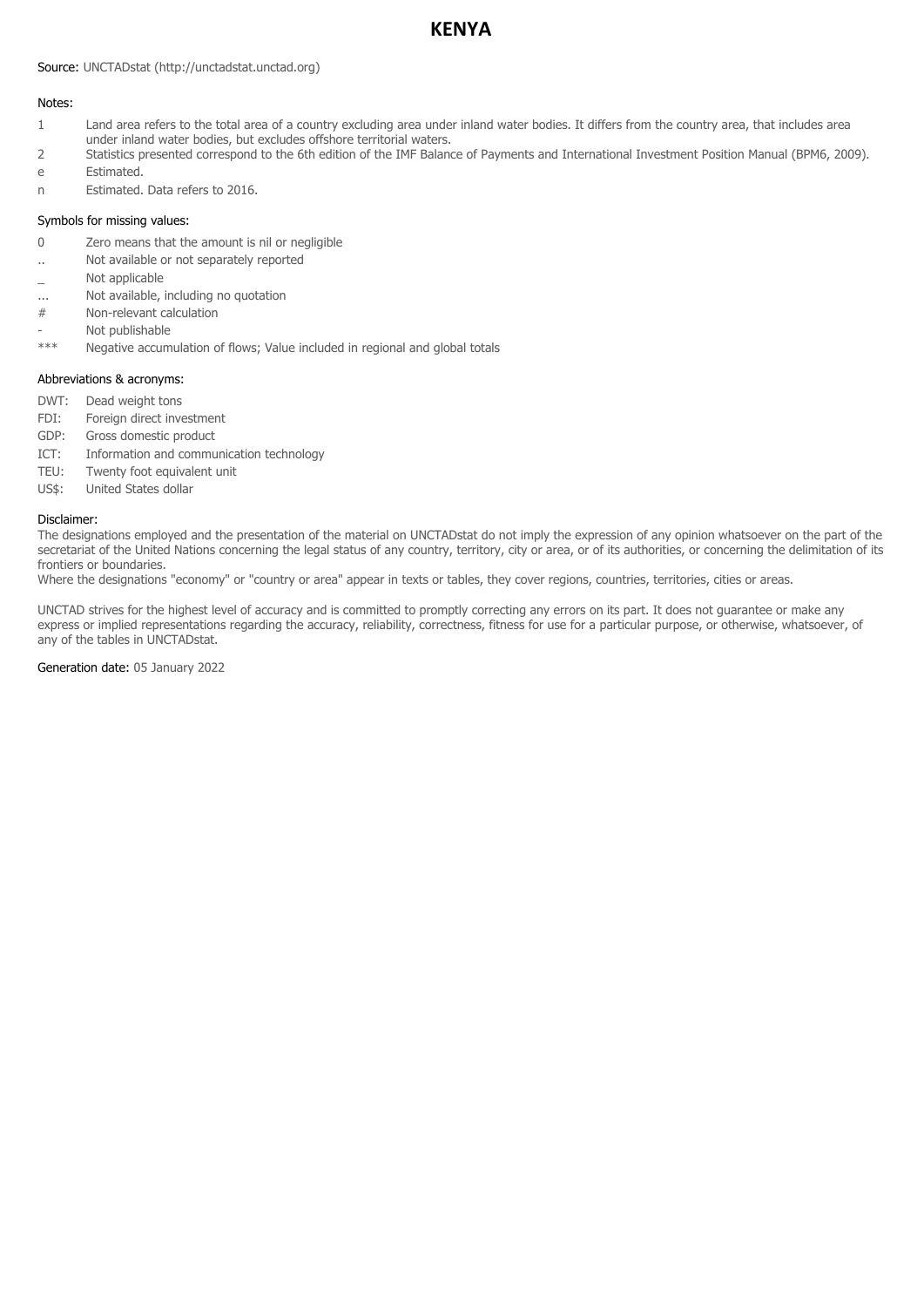# KENYA

Source: UNCTADstat (http://unctadstat.unctad.org)

Notes:

| | |
|---|---|
| 1 | Land area refers to the total area of a country excluding area under inland water bodies. It differs from the country area, that includes area under inland water bodies, but excludes offshore territorial waters. |
| 2 | Statistics presented correspond to the 6th edition of the IMF Balance of Payments and International Investment Position Manual (BPM6, 2009). |
| e | Estimated. |
| n | Estimated. Data refers to 2016. |

Symbols for missing values:

| | |
|---|---|
| 0 | Zero means that the amount is nil or negligible |
| .. | Not available or not separately reported |
| _ | Not applicable |
| ... | Not available, including no quotation |
| # | Non-relevant calculation |
| - | Not publishable |
| *** | Negative accumulation of flows; Value included in regional and global totals |

Abbreviations & acronyms:

| | |
|---|---|
| DWT: | Dead weight tons |
| FDI: | Foreign direct investment |
| GDP: | Gross domestic product |
| ICT: | Information and communication technology |
| TEU: | Twenty foot equivalent unit |
| US$: | United States dollar |

Disclaimer:

The designations employed and the presentation of the material on UNCTADstat do not imply the expression of any opinion whatsoever on the part of the secretariat of the United Nations concerning the legal status of any country, territory, city or area, or of its authorities, or concerning the delimitation of its frontiers or boundaries.

Where the designations "economy" or "country or area" appear in texts or tables, they cover regions, countries, territories, cities or areas.

UNCTAD strives for the highest level of accuracy and is committed to promptly correcting any errors on its part. It does not guarantee or make any express or implied representations regarding the accuracy, reliability, correctness, fitness for use for a particular purpose, or otherwise, whatsoever, of any of the tables in UNCTADstat.

Generation date: 05 January 2022